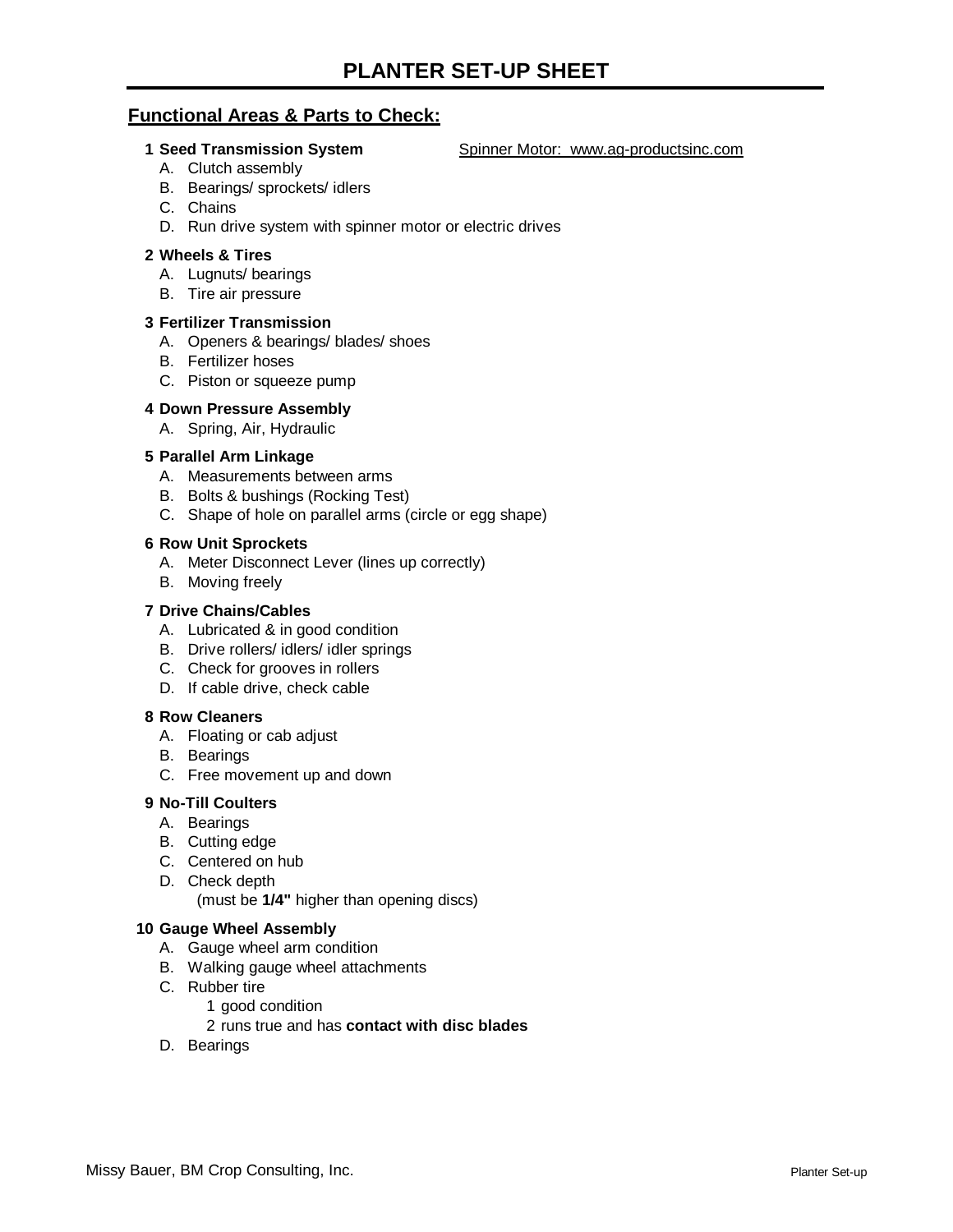# PLANTER SET-UP SHEET

## Functional Areas & Parts to Check:

**1 Seed Transmission System** Spinner Motor: www.ag-productsinc.com

A. Clutch assembly
B. Bearings/ sprockets/ idlers
C. Chains
D. Run drive system with spinner motor or electric drives

**2 Wheels & Tires**

A. Lugnuts/ bearings
B. Tire air pressure

**3 Fertilizer Transmission**

A. Openers & bearings/ blades/ shoes
B. Fertilizer hoses
C. Piston or squeeze pump

**4 Down Pressure Assembly**

A. Spring, Air, Hydraulic

**5 Parallel Arm Linkage**

A. Measurements between arms
B. Bolts & bushings (Rocking Test)
C. Shape of hole on parallel arms (circle or egg shape)

**6 Row Unit Sprockets**

A. Meter Disconnect Lever (lines up correctly)
B. Moving freely

**7 Drive Chains/Cables**

A. Lubricated & in good condition
B. Drive rollers/ idlers/ idler springs
C. Check for grooves in rollers
D. If cable drive, check cable

**8 Row Cleaners**

A. Floating or cab adjust
B. Bearings
C. Free movement up and down

**9 No-Till Coulters**

A. Bearings
B. Cutting edge
C. Centered on hub
D. Check depth
   (must be **1/4"** higher than opening discs)

**10 Gauge Wheel Assembly**

A. Gauge wheel arm condition
B. Walking gauge wheel attachments
C. Rubber tire
   1 good condition
   2 runs true and has **contact with disc blades**
D. Bearings

Missy Bauer, BM Crop Consulting, Inc.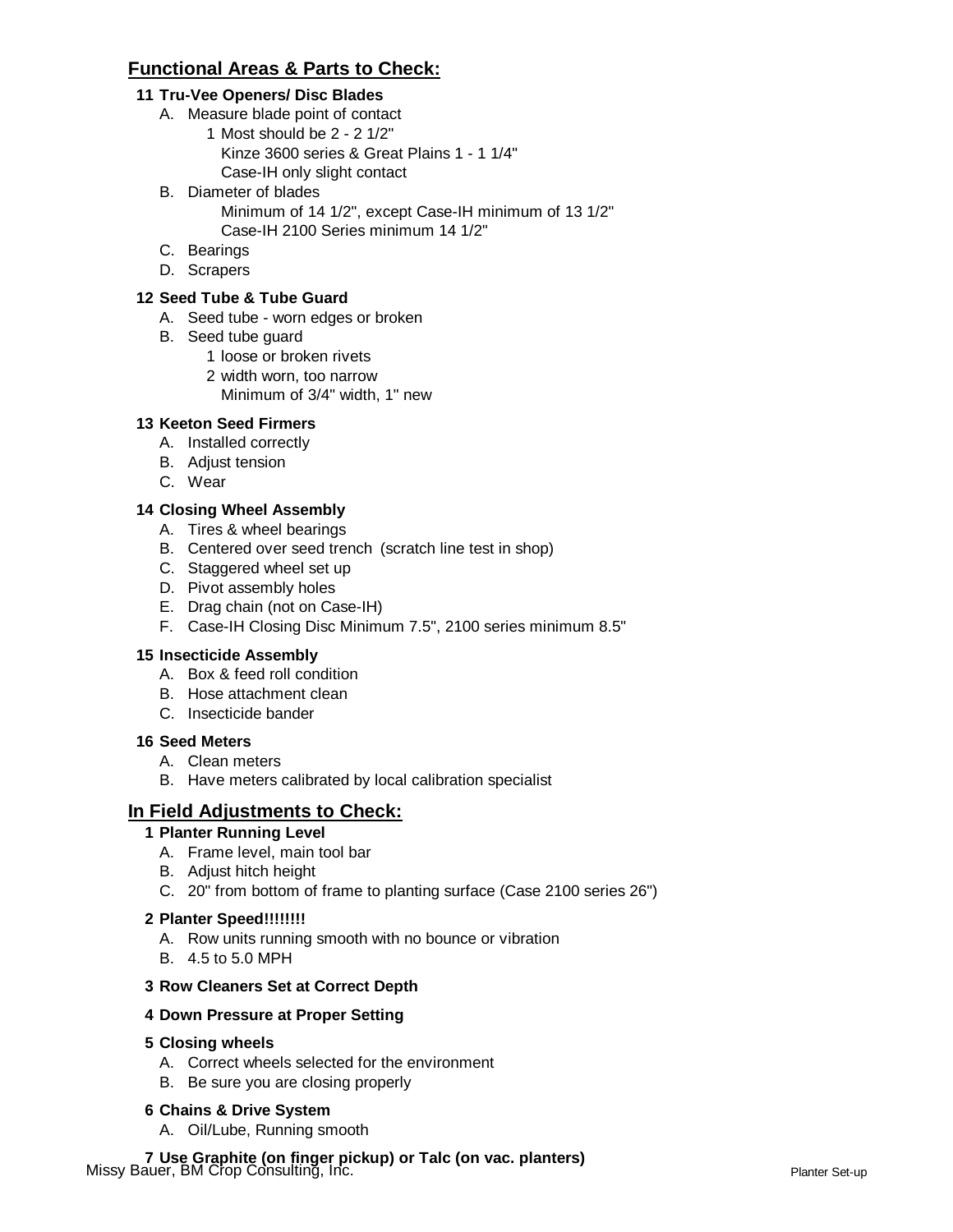## Functional Areas & Parts to Check:

**11 Tru-Vee Openers/ Disc Blades**

- A. Measure blade point of contact
  - 1 Most should be 2 - 2 1/2"
    Kinze 3600 series & Great Plains 1 - 1 1/4"
    Case-IH only slight contact
- B. Diameter of blades
  Minimum of 14 1/2", except Case-IH minimum of 13 1/2"
  Case-IH 2100 Series minimum 14 1/2"
- C. Bearings
- D. Scrapers

**12 Seed Tube & Tube Guard**

- A. Seed tube - worn edges or broken
- B. Seed tube guard
  - 1 loose or broken rivets
  - 2 width worn, too narrow
    Minimum of 3/4" width, 1" new

**13 Keeton Seed Firmers**

- A. Installed correctly
- B. Adjust tension
- C. Wear

**14 Closing Wheel Assembly**

- A. Tires & wheel bearings
- B. Centered over seed trench (scratch line test in shop)
- C. Staggered wheel set up
- D. Pivot assembly holes
- E. Drag chain (not on Case-IH)
- F. Case-IH Closing Disc Minimum 7.5", 2100 series minimum 8.5"

**15 Insecticide Assembly**

- A. Box & feed roll condition
- B. Hose attachment clean
- C. Insecticide bander

**16 Seed Meters**

- A. Clean meters
- B. Have meters calibrated by local calibration specialist

## In Field Adjustments to Check:

**1 Planter Running Level**

- A. Frame level, main tool bar
- B. Adjust hitch height
- C. 20" from bottom of frame to planting surface (Case 2100 series 26")

**2 Planter Speed!!!!!!!!**

- A. Row units running smooth with no bounce or vibration
- B. 4.5 to 5.0 MPH

**3 Row Cleaners Set at Correct Depth**

**4 Down Pressure at Proper Setting**

**5 Closing wheels**

- A. Correct wheels selected for the environment
- B. Be sure you are closing properly

**6 Chains & Drive System**

- A. Oil/Lube, Running smooth

**7 Use Graphite (on finger pickup) or Talc (on vac. planters)**